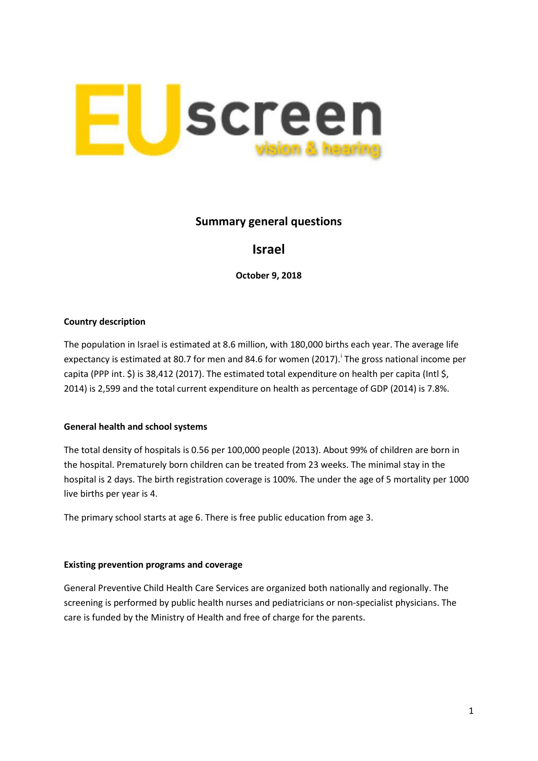# Summary general questions

## Israel

**October 9, 2018**

### Country description

The population in Israel is estimated at 8.6 million, with 180,000 births each year. The average life expectancy is estimated at 80.7 for men and 84.6 for women (2017).[i] The gross national income per capita (PPP int. $) is 38,412 (2017). The estimated total expenditure on health per capita (Intl $, 2014) is 2,599 and the total current expenditure on health as percentage of GDP (2014) is 7.8%.

### General health and school systems

The total density of hospitals is 0.56 per 100,000 people (2013). About 99% of children are born in the hospital. Prematurely born children can be treated from 23 weeks. The minimal stay in the hospital is 2 days. The birth registration coverage is 100%. The under the age of 5 mortality per 1000 live births per year is 4.

The primary school starts at age 6. There is free public education from age 3.

### Existing prevention programs and coverage

General Preventive Child Health Care Services are organized both nationally and regionally. The screening is performed by public health nurses and pediatricians or non-specialist physicians. The care is funded by the Ministry of Health and free of charge for the parents.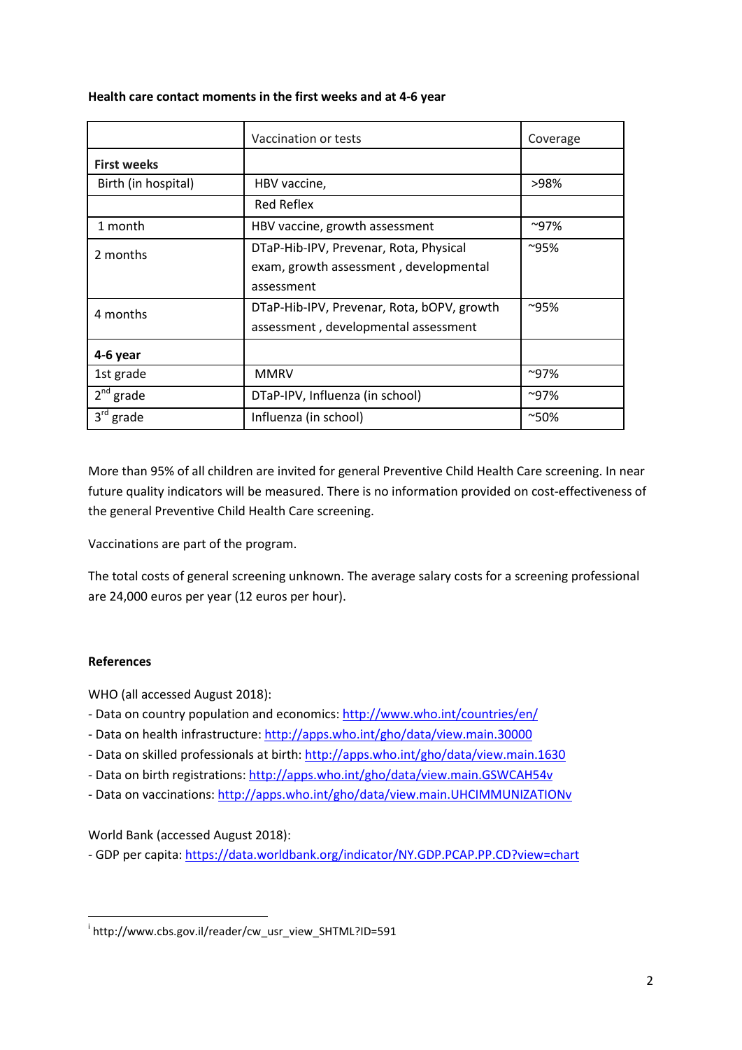**Health care contact moments in the first weeks and at 4-6 year**

| | Vaccination or tests | Coverage |
|---|---|---|
| **First weeks** | | |
| Birth (in hospital) | HBV vaccine, | >98% |
| | Red Reflex | |
| 1 month | HBV vaccine, growth assessment | ~97% |
| 2 months | DTaP-Hib-IPV, Prevenar, Rota, Physical exam, growth assessment , developmental assessment | ~95% |
| 4 months | DTaP-Hib-IPV, Prevenar, Rota, bOPV, growth assessment , developmental assessment | ~95% |
| **4-6 year** | | |
| 1st grade | MMRV | ~97% |
| 2nd grade | DTaP-IPV, Influenza (in school) | ~97% |
| 3rd grade | Influenza (in school) | ~50% |

More than 95% of all children are invited for general Preventive Child Health Care screening. In near future quality indicators will be measured. There is no information provided on cost-effectiveness of the general Preventive Child Health Care screening.

Vaccinations are part of the program.

The total costs of general screening unknown. The average salary costs for a screening professional are 24,000 euros per year (12 euros per hour).

**References**

WHO (all accessed August 2018):
- Data on country population and economics: http://www.who.int/countries/en/
- Data on health infrastructure: http://apps.who.int/gho/data/view.main.30000
- Data on skilled professionals at birth: http://apps.who.int/gho/data/view.main.1630
- Data on birth registrations: http://apps.who.int/gho/data/view.main.GSWCAH54v
- Data on vaccinations: http://apps.who.int/gho/data/view.main.UHCIMMUNIZATIONv

World Bank (accessed August 2018):
- GDP per capita: https://data.worldbank.org/indicator/NY.GDP.PCAP.PP.CD?view=chart

[i] http://www.cbs.gov.il/reader/cw_usr_view_SHTML?ID=591